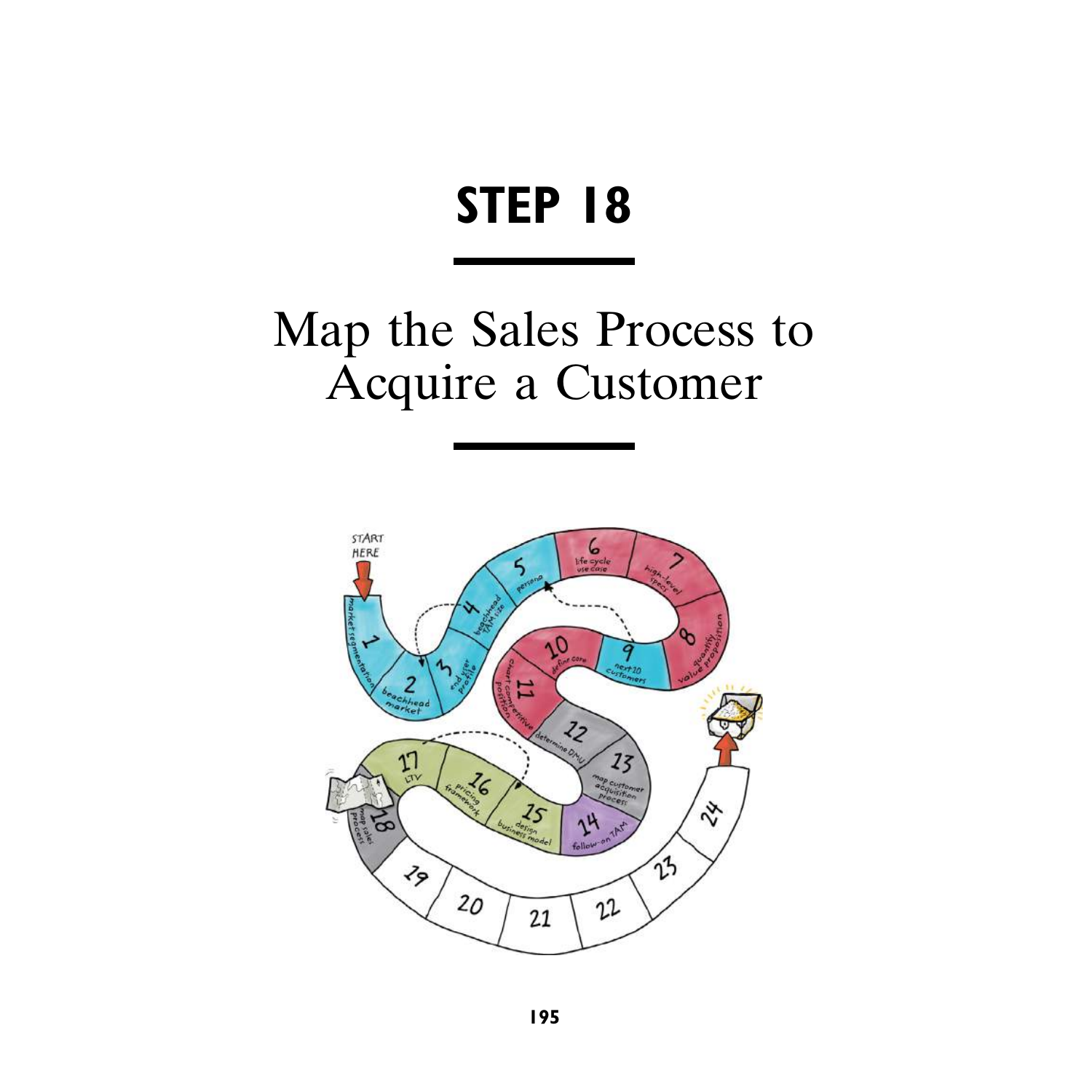# STEP 18

## Map the Sales Process to Acquire a Customer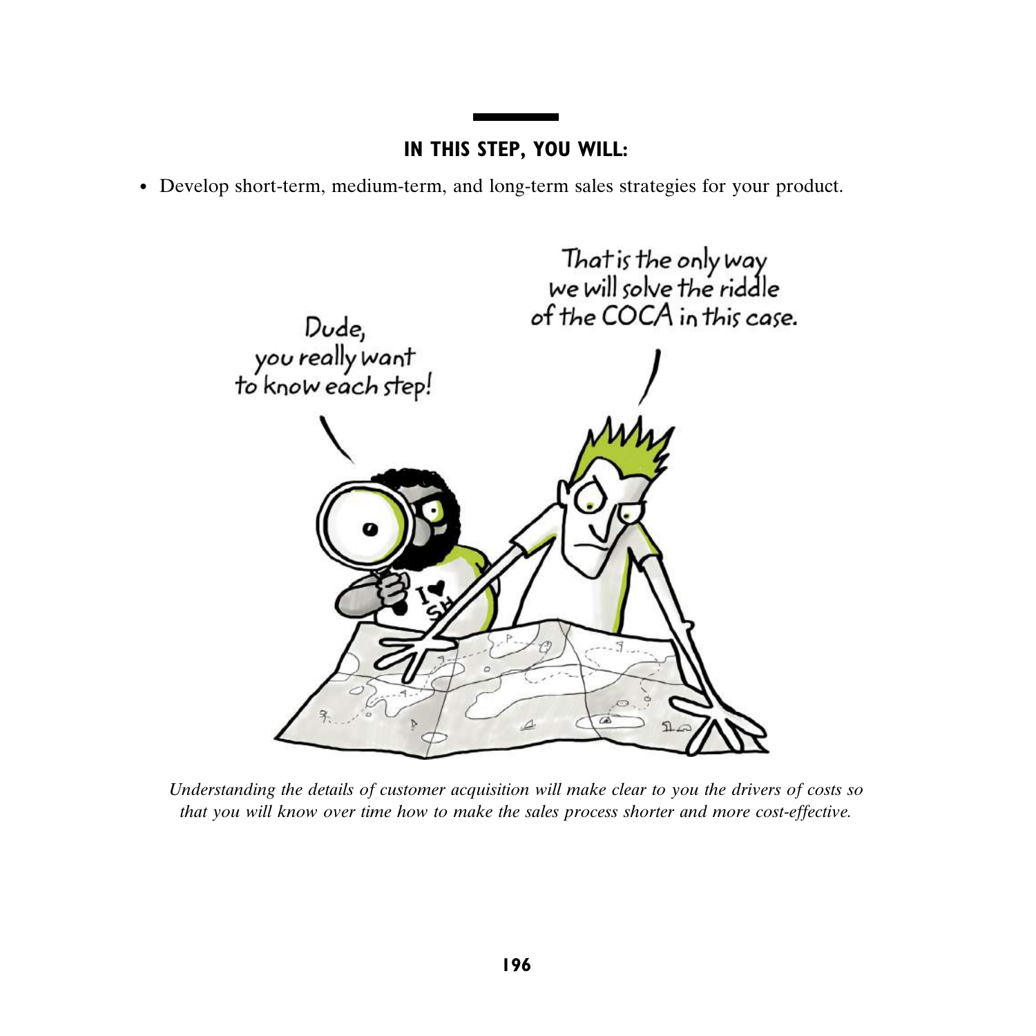## IN THIS STEP, YOU WILL:

- Develop short-term, medium-term, and long-term sales strategies for your product.

*Understanding the details of customer acquisition will make clear to you the drivers of costs so that you will know over time how to make the sales process shorter and more cost-effective.*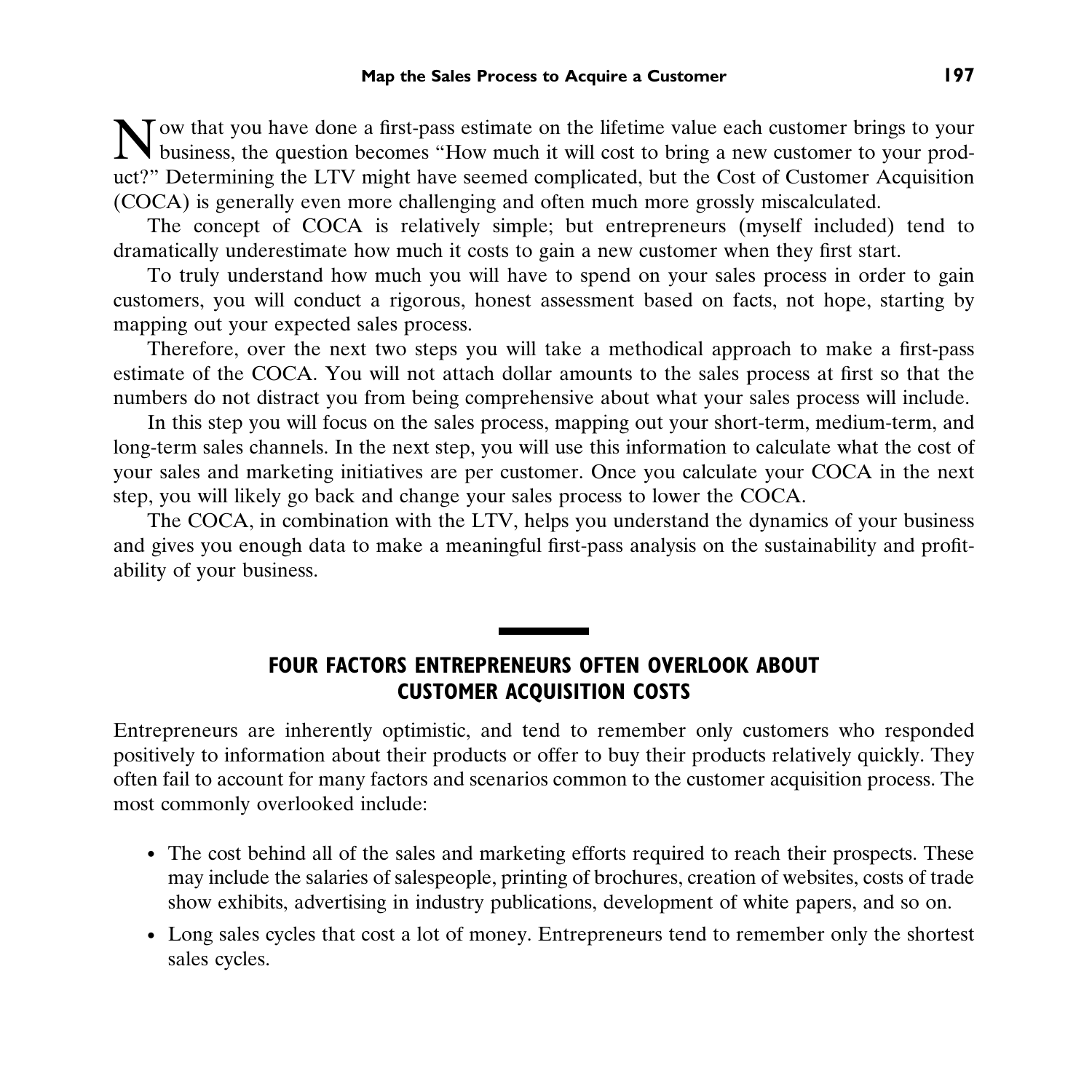Now that you have done a first-pass estimate on the lifetime value each customer brings to your business, the question becomes "How much it will cost to bring a new customer to your product?" Determining the LTV might have seemed complicated, but the Cost of Customer Acquisition (COCA) is generally even more challenging and often much more grossly miscalculated.

The concept of COCA is relatively simple; but entrepreneurs (myself included) tend to dramatically underestimate how much it costs to gain a new customer when they first start.

To truly understand how much you will have to spend on your sales process in order to gain customers, you will conduct a rigorous, honest assessment based on facts, not hope, starting by mapping out your expected sales process.

Therefore, over the next two steps you will take a methodical approach to make a first-pass estimate of the COCA. You will not attach dollar amounts to the sales process at first so that the numbers do not distract you from being comprehensive about what your sales process will include.

In this step you will focus on the sales process, mapping out your short-term, medium-term, and long-term sales channels. In the next step, you will use this information to calculate what the cost of your sales and marketing initiatives are per customer. Once you calculate your COCA in the next step, you will likely go back and change your sales process to lower the COCA.

The COCA, in combination with the LTV, helps you understand the dynamics of your business and gives you enough data to make a meaningful first-pass analysis on the sustainability and profitability of your business.

## FOUR FACTORS ENTREPRENEURS OFTEN OVERLOOK ABOUT CUSTOMER ACQUISITION COSTS

Entrepreneurs are inherently optimistic, and tend to remember only customers who responded positively to information about their products or offer to buy their products relatively quickly. They often fail to account for many factors and scenarios common to the customer acquisition process. The most commonly overlooked include:

- The cost behind all of the sales and marketing efforts required to reach their prospects. These may include the salaries of salespeople, printing of brochures, creation of websites, costs of trade show exhibits, advertising in industry publications, development of white papers, and so on.
- Long sales cycles that cost a lot of money. Entrepreneurs tend to remember only the shortest sales cycles.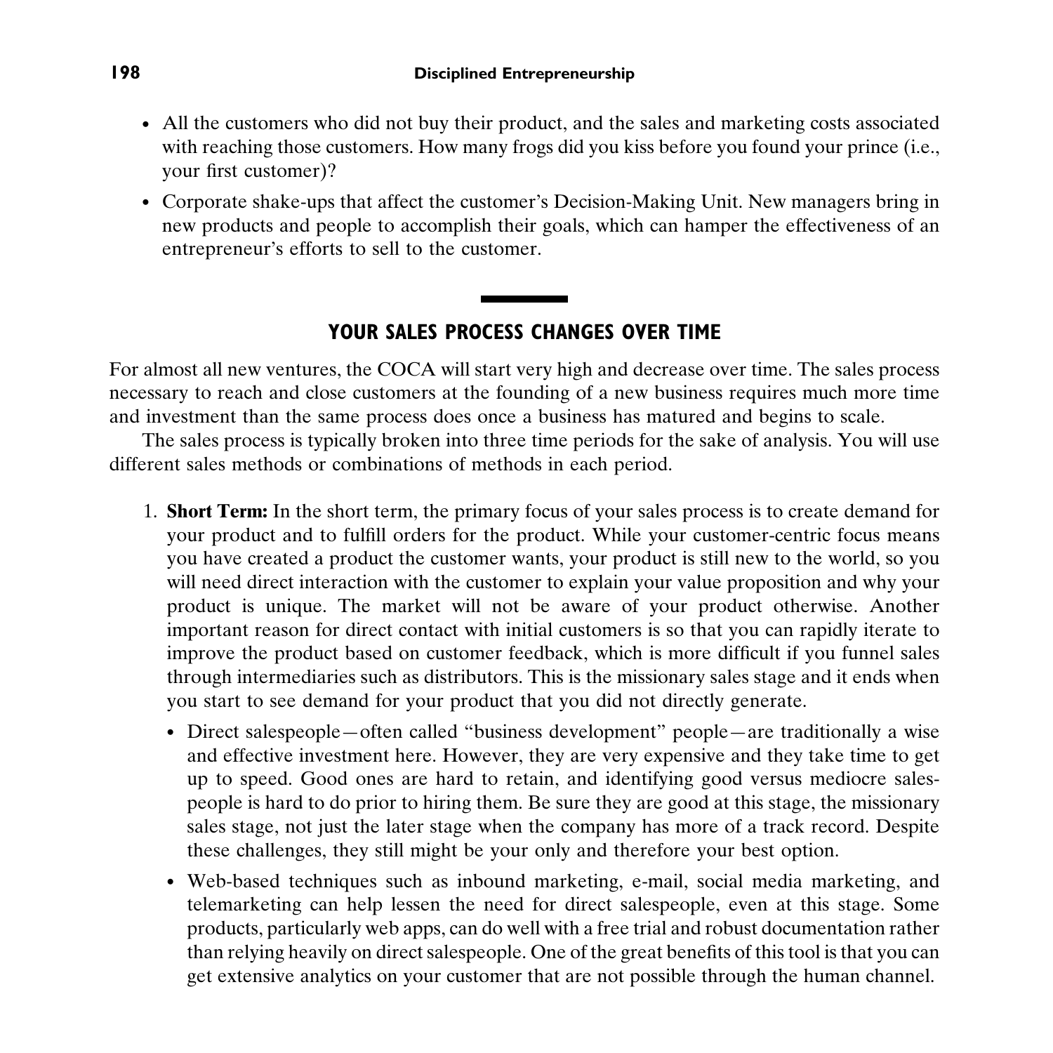- All the customers who did not buy their product, and the sales and marketing costs associated with reaching those customers. How many frogs did you kiss before you found your prince (i.e., your first customer)?
- Corporate shake-ups that affect the customer's Decision-Making Unit. New managers bring in new products and people to accomplish their goals, which can hamper the effectiveness of an entrepreneur's efforts to sell to the customer.

## YOUR SALES PROCESS CHANGES OVER TIME

For almost all new ventures, the COCA will start very high and decrease over time. The sales process necessary to reach and close customers at the founding of a new business requires much more time and investment than the same process does once a business has matured and begins to scale.

The sales process is typically broken into three time periods for the sake of analysis. You will use different sales methods or combinations of methods in each period.

1. **Short Term:** In the short term, the primary focus of your sales process is to create demand for your product and to fulfill orders for the product. While your customer-centric focus means you have created a product the customer wants, your product is still new to the world, so you will need direct interaction with the customer to explain your value proposition and why your product is unique. The market will not be aware of your product otherwise. Another important reason for direct contact with initial customers is so that you can rapidly iterate to improve the product based on customer feedback, which is more difficult if you funnel sales through intermediaries such as distributors. This is the missionary sales stage and it ends when you start to see demand for your product that you did not directly generate.
   - Direct salespeople—often called "business development" people—are traditionally a wise and effective investment here. However, they are very expensive and they take time to get up to speed. Good ones are hard to retain, and identifying good versus mediocre salespeople is hard to do prior to hiring them. Be sure they are good at this stage, the missionary sales stage, not just the later stage when the company has more of a track record. Despite these challenges, they still might be your only and therefore your best option.
   - Web-based techniques such as inbound marketing, e-mail, social media marketing, and telemarketing can help lessen the need for direct salespeople, even at this stage. Some products, particularly web apps, can do well with a free trial and robust documentation rather than relying heavily on direct salespeople. One of the great benefits of this tool is that you can get extensive analytics on your customer that are not possible through the human channel.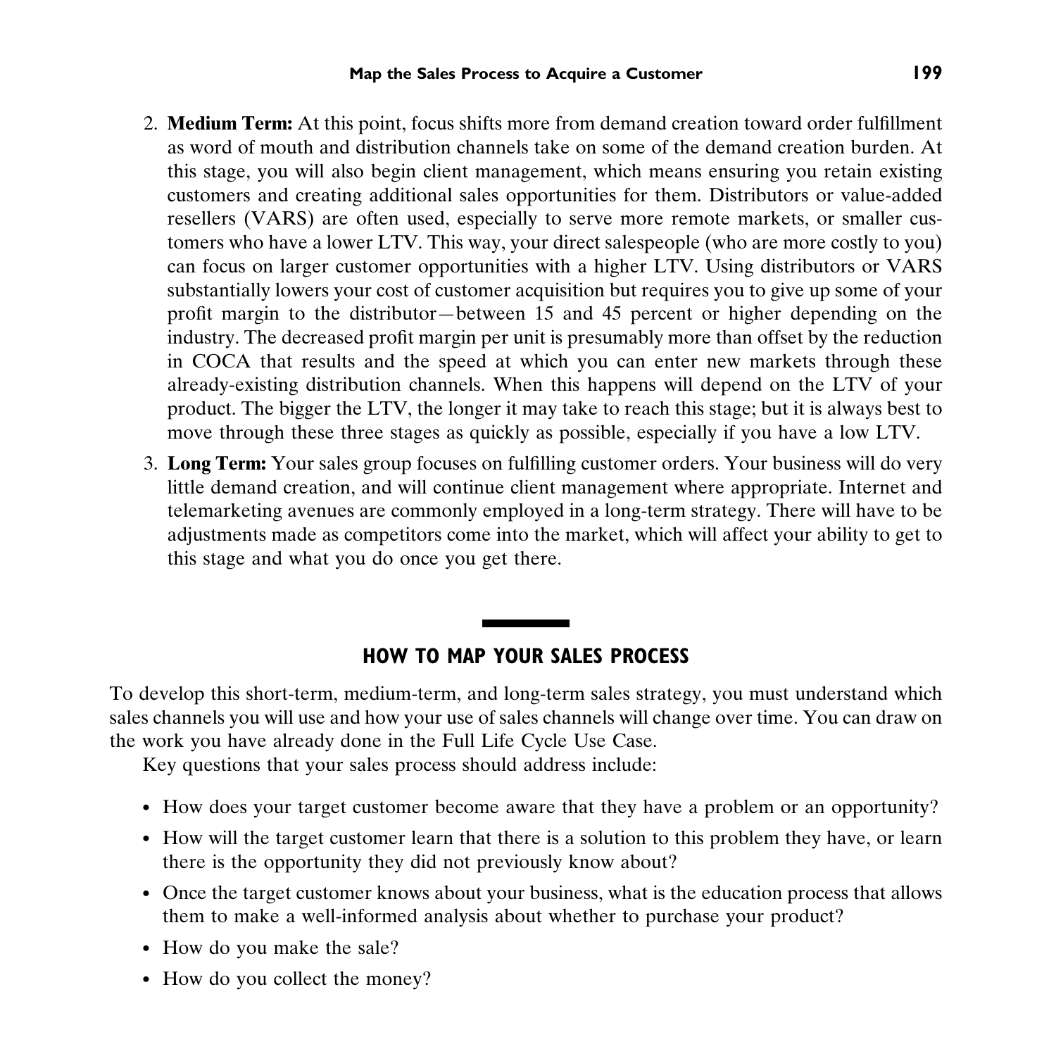2. **Medium Term:** At this point, focus shifts more from demand creation toward order fulfillment as word of mouth and distribution channels take on some of the demand creation burden. At this stage, you will also begin client management, which means ensuring you retain existing customers and creating additional sales opportunities for them. Distributors or value-added resellers (VARS) are often used, especially to serve more remote markets, or smaller customers who have a lower LTV. This way, your direct salespeople (who are more costly to you) can focus on larger customer opportunities with a higher LTV. Using distributors or VARS substantially lowers your cost of customer acquisition but requires you to give up some of your profit margin to the distributor—between 15 and 45 percent or higher depending on the industry. The decreased profit margin per unit is presumably more than offset by the reduction in COCA that results and the speed at which you can enter new markets through these already-existing distribution channels. When this happens will depend on the LTV of your product. The bigger the LTV, the longer it may take to reach this stage; but it is always best to move through these three stages as quickly as possible, especially if you have a low LTV.
3. **Long Term:** Your sales group focuses on fulfilling customer orders. Your business will do very little demand creation, and will continue client management where appropriate. Internet and telemarketing avenues are commonly employed in a long-term strategy. There will have to be adjustments made as competitors come into the market, which will affect your ability to get to this stage and what you do once you get there.

## HOW TO MAP YOUR SALES PROCESS

To develop this short-term, medium-term, and long-term sales strategy, you must understand which sales channels you will use and how your use of sales channels will change over time. You can draw on the work you have already done in the Full Life Cycle Use Case.

Key questions that your sales process should address include:

- How does your target customer become aware that they have a problem or an opportunity?
- How will the target customer learn that there is a solution to this problem they have, or learn there is the opportunity they did not previously know about?
- Once the target customer knows about your business, what is the education process that allows them to make a well-informed analysis about whether to purchase your product?
- How do you make the sale?
- How do you collect the money?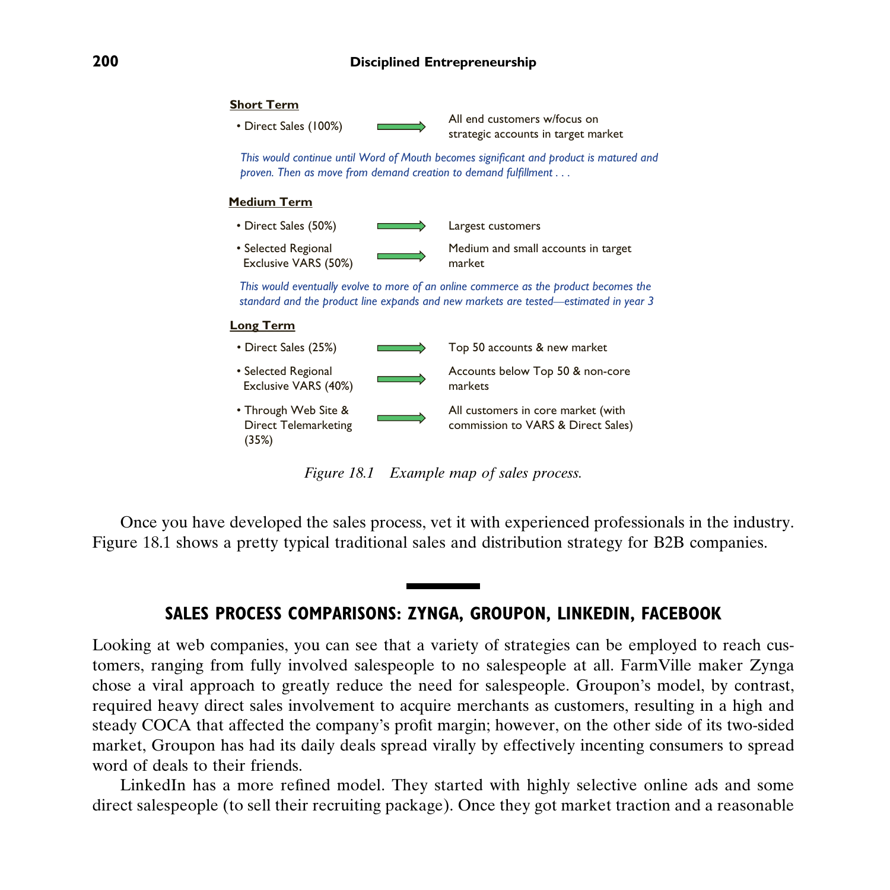**Short Term**

- Direct Sales (100%) → All end customers w/focus on strategic accounts in target market

*This would continue until Word of Mouth becomes significant and product is matured and proven. Then as move from demand creation to demand fulfillment . . .*

**Medium Term**

- Direct Sales (50%) → Largest customers
- Selected Regional Exclusive VARS (50%) → Medium and small accounts in target market

*This would eventually evolve to more of an online commerce as the product becomes the standard and the product line expands and new markets are tested—estimated in year 3*

**Long Term**

- Direct Sales (25%) → Top 50 accounts & new market
- Selected Regional Exclusive VARS (40%) → Accounts below Top 50 & non-core markets
- Through Web Site & Direct Telemarketing (35%) → All customers in core market (with commission to VARS & Direct Sales)

*Figure 18.1 Example map of sales process.*

Once you have developed the sales process, vet it with experienced professionals in the industry. Figure 18.1 shows a pretty typical traditional sales and distribution strategy for B2B companies.

## SALES PROCESS COMPARISONS: ZYNGA, GROUPON, LINKEDIN, FACEBOOK

Looking at web companies, you can see that a variety of strategies can be employed to reach customers, ranging from fully involved salespeople to no salespeople at all. FarmVille maker Zynga chose a viral approach to greatly reduce the need for salespeople. Groupon's model, by contrast, required heavy direct sales involvement to acquire merchants as customers, resulting in a high and steady COCA that affected the company's profit margin; however, on the other side of its two-sided market, Groupon has had its daily deals spread virally by effectively incenting consumers to spread word of deals to their friends.

LinkedIn has a more refined model. They started with highly selective online ads and some direct salespeople (to sell their recruiting package). Once they got market traction and a reasonable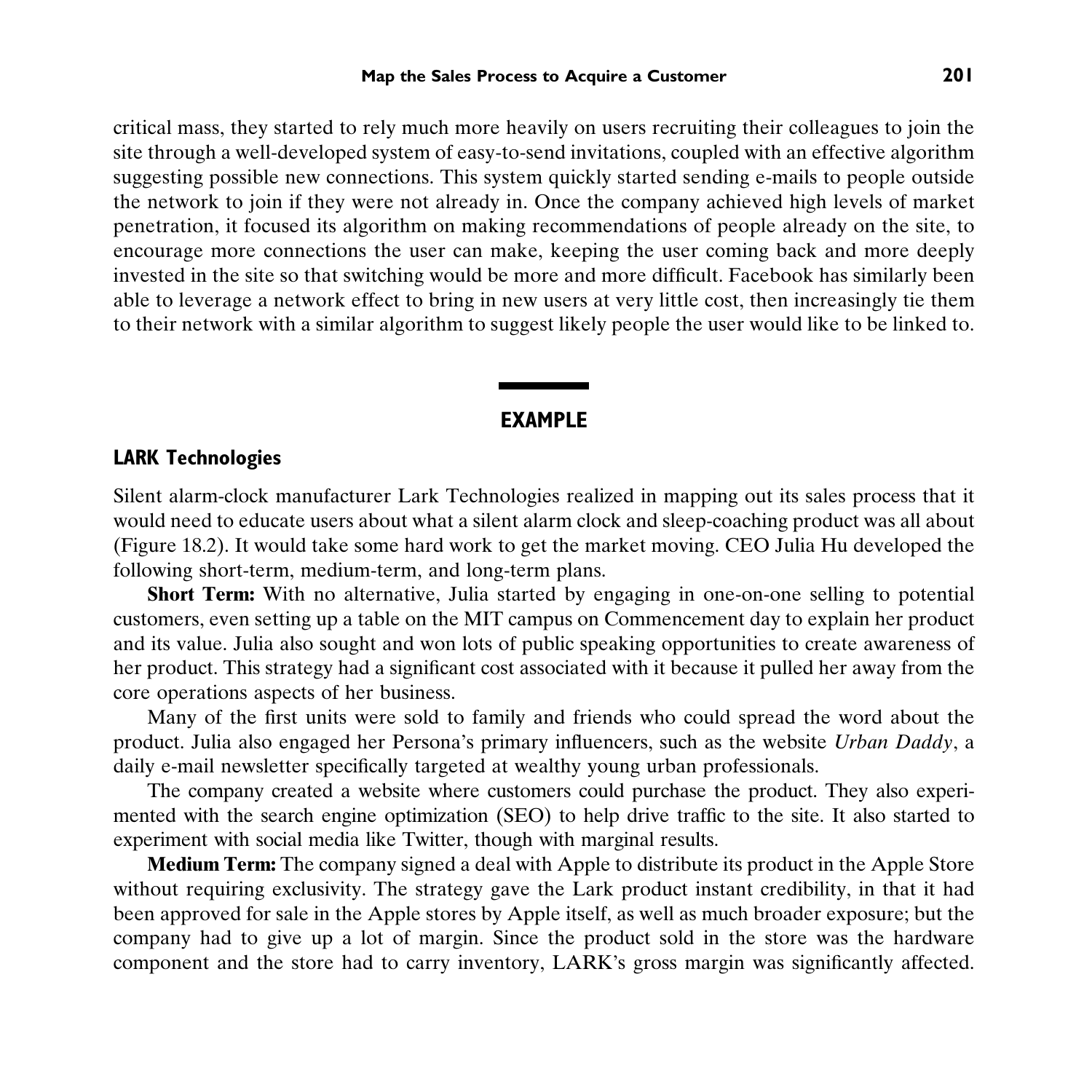critical mass, they started to rely much more heavily on users recruiting their colleagues to join the site through a well-developed system of easy-to-send invitations, coupled with an effective algorithm suggesting possible new connections. This system quickly started sending e-mails to people outside the network to join if they were not already in. Once the company achieved high levels of market penetration, it focused its algorithm on making recommendations of people already on the site, to encourage more connections the user can make, keeping the user coming back and more deeply invested in the site so that switching would be more and more difficult. Facebook has similarly been able to leverage a network effect to bring in new users at very little cost, then increasingly tie them to their network with a similar algorithm to suggest likely people the user would like to be linked to.

## EXAMPLE

### LARK Technologies

Silent alarm-clock manufacturer Lark Technologies realized in mapping out its sales process that it would need to educate users about what a silent alarm clock and sleep-coaching product was all about (Figure 18.2). It would take some hard work to get the market moving. CEO Julia Hu developed the following short-term, medium-term, and long-term plans.

**Short Term:** With no alternative, Julia started by engaging in one-on-one selling to potential customers, even setting up a table on the MIT campus on Commencement day to explain her product and its value. Julia also sought and won lots of public speaking opportunities to create awareness of her product. This strategy had a significant cost associated with it because it pulled her away from the core operations aspects of her business.

Many of the first units were sold to family and friends who could spread the word about the product. Julia also engaged her Persona's primary influencers, such as the website *Urban Daddy*, a daily e-mail newsletter specifically targeted at wealthy young urban professionals.

The company created a website where customers could purchase the product. They also experimented with the search engine optimization (SEO) to help drive traffic to the site. It also started to experiment with social media like Twitter, though with marginal results.

**Medium Term:** The company signed a deal with Apple to distribute its product in the Apple Store without requiring exclusivity. The strategy gave the Lark product instant credibility, in that it had been approved for sale in the Apple stores by Apple itself, as well as much broader exposure; but the company had to give up a lot of margin. Since the product sold in the store was the hardware component and the store had to carry inventory, LARK's gross margin was significantly affected.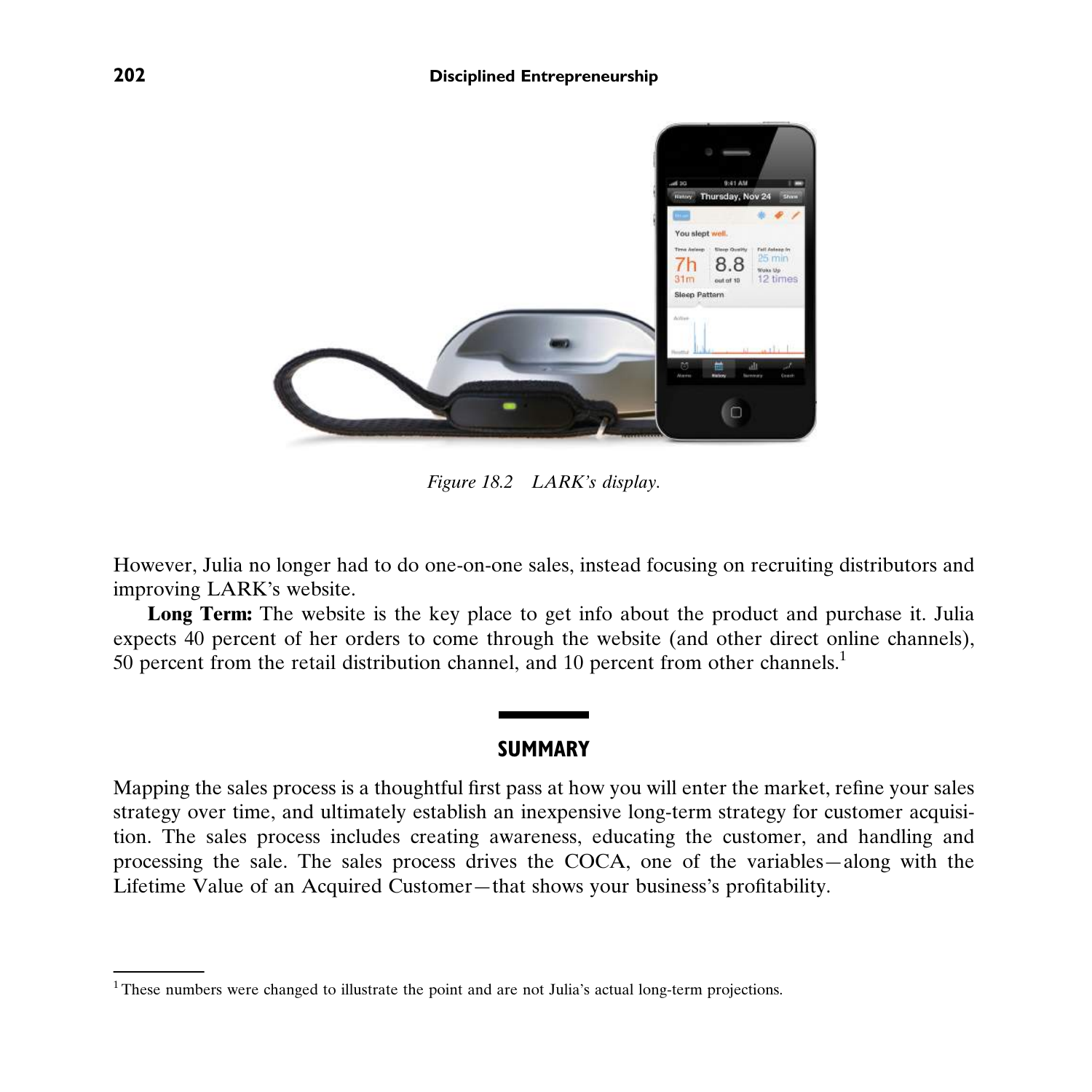Figure 18.2 LARK's display.

However, Julia no longer had to do one-on-one sales, instead focusing on recruiting distributors and improving LARK's website.

**Long Term:** The website is the key place to get info about the product and purchase it. Julia expects 40 percent of her orders to come through the website (and other direct online channels), 50 percent from the retail distribution channel, and 10 percent from other channels.[1]

## SUMMARY

Mapping the sales process is a thoughtful first pass at how you will enter the market, refine your sales strategy over time, and ultimately establish an inexpensive long-term strategy for customer acquisition. The sales process includes creating awareness, educating the customer, and handling and processing the sale. The sales process drives the COCA, one of the variables—along with the Lifetime Value of an Acquired Customer—that shows your business's profitability.

[1] These numbers were changed to illustrate the point and are not Julia's actual long-term projections.